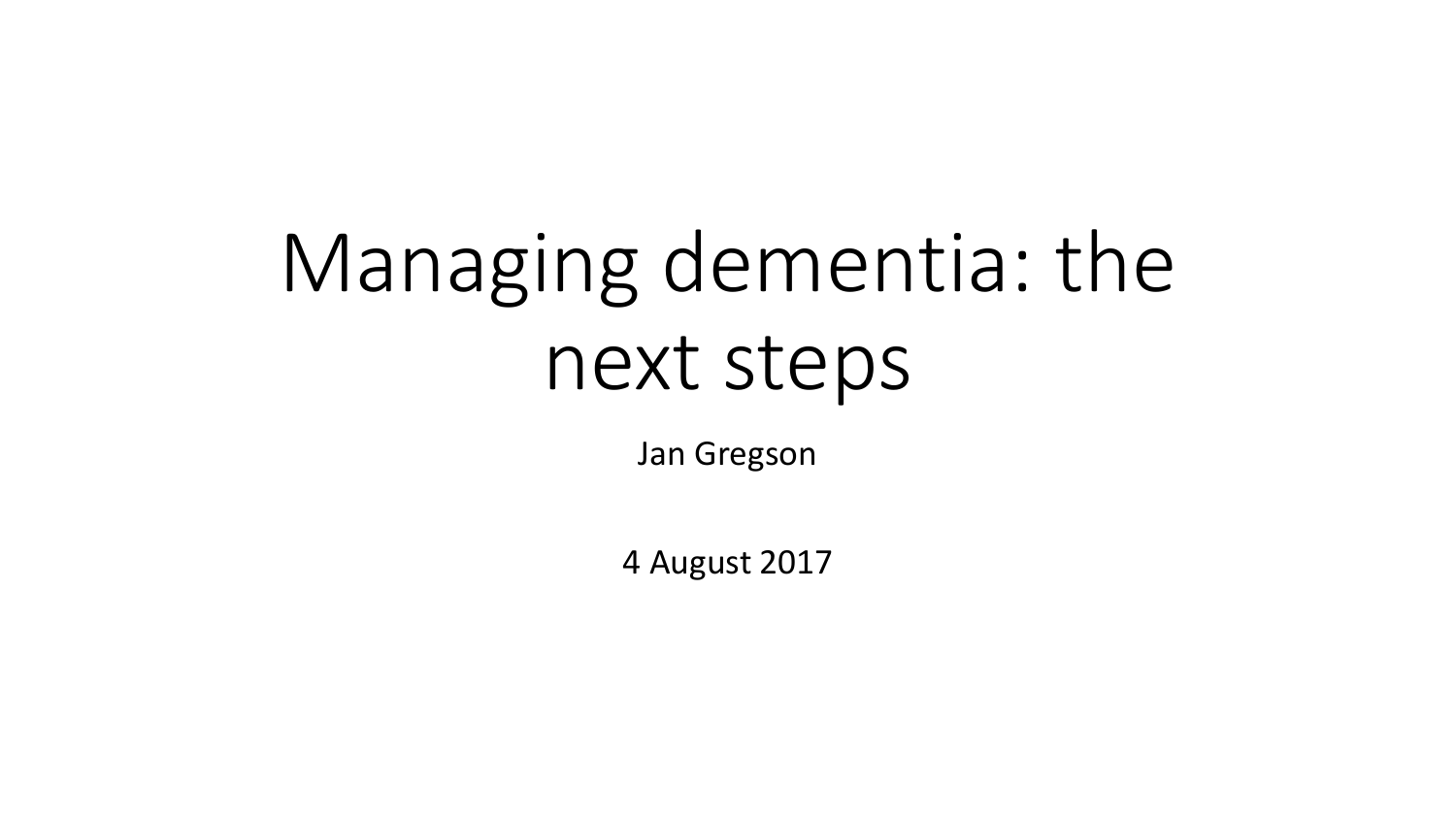# Managing dementia: the next steps

Jan Gregson

4 August 2017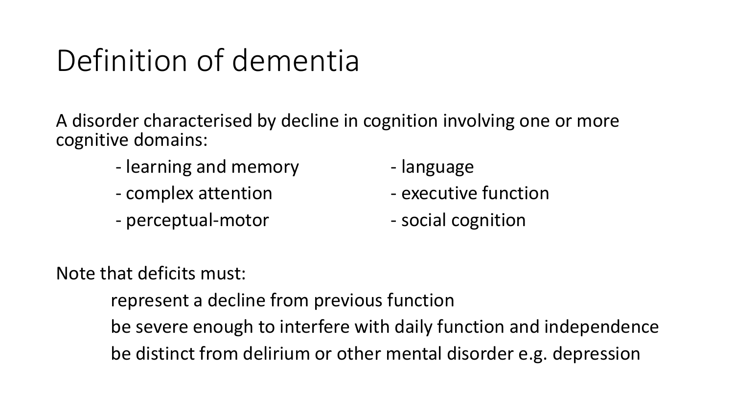# Definition of dementia

A disorder characterised by decline in cognition involving one or more cognitive domains:

- learning and memory
- complex attention
- perceptual-motor
- language
- executive function
- social cognition

Note that deficits must:

represent a decline from previous function

be severe enough to interfere with daily function and independence

be distinct from delirium or other mental disorder e.g. depression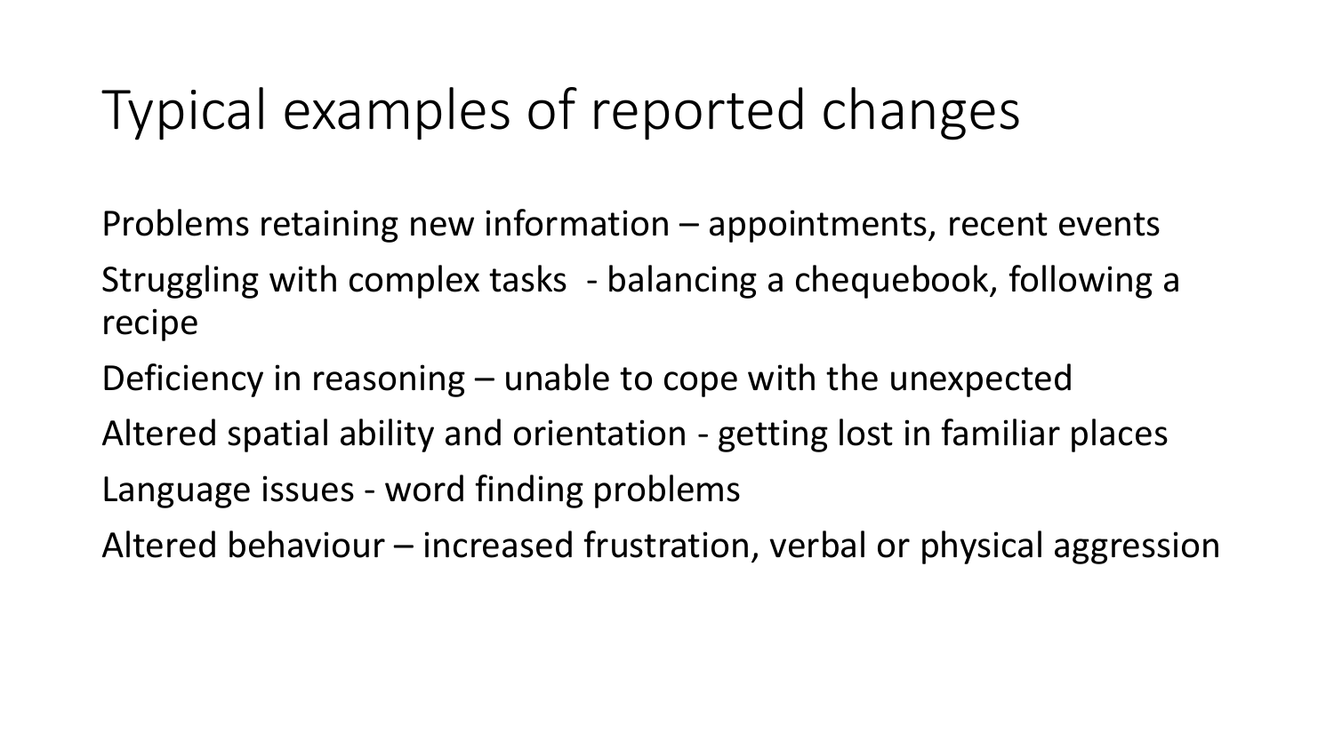# Typical examples of reported changes

Problems retaining new information – appointments, recent events

Struggling with complex tasks - balancing a chequebook, following a recipe

Deficiency in reasoning – unable to cope with the unexpected

Altered spatial ability and orientation - getting lost in familiar places

Language issues - word finding problems

Altered behaviour – increased frustration, verbal or physical aggression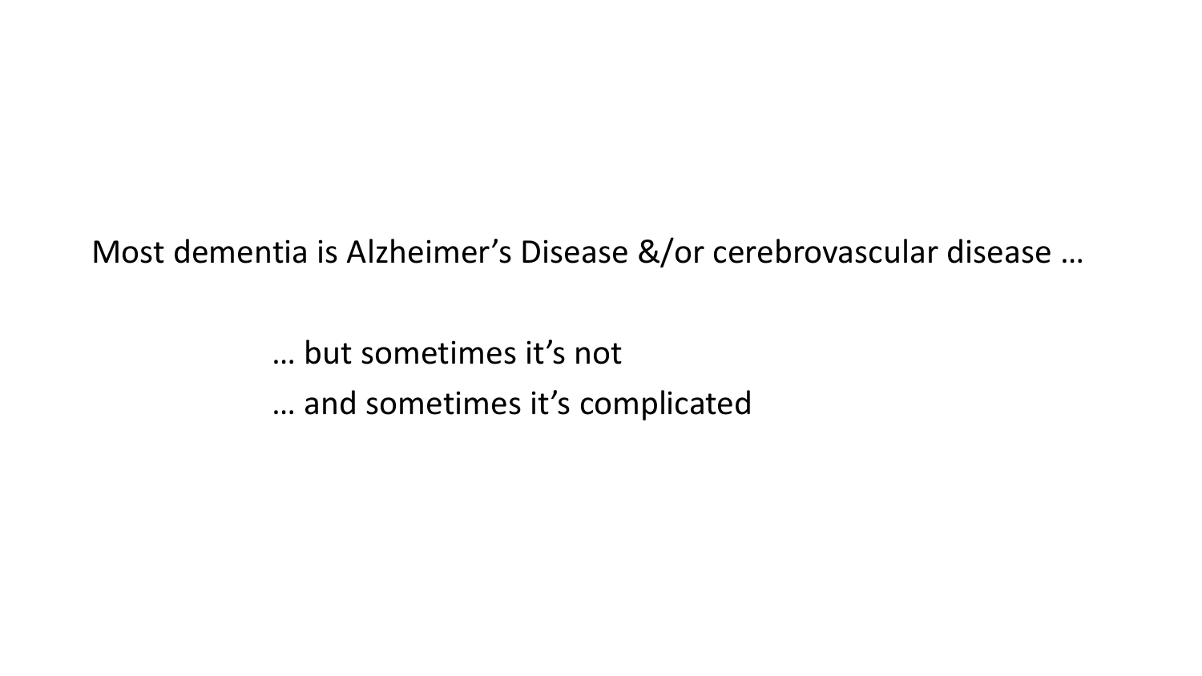Most dementia is Alzheimer’s Disease &/or cerebrovascular disease …

… but sometimes it’s not

… and sometimes it’s complicated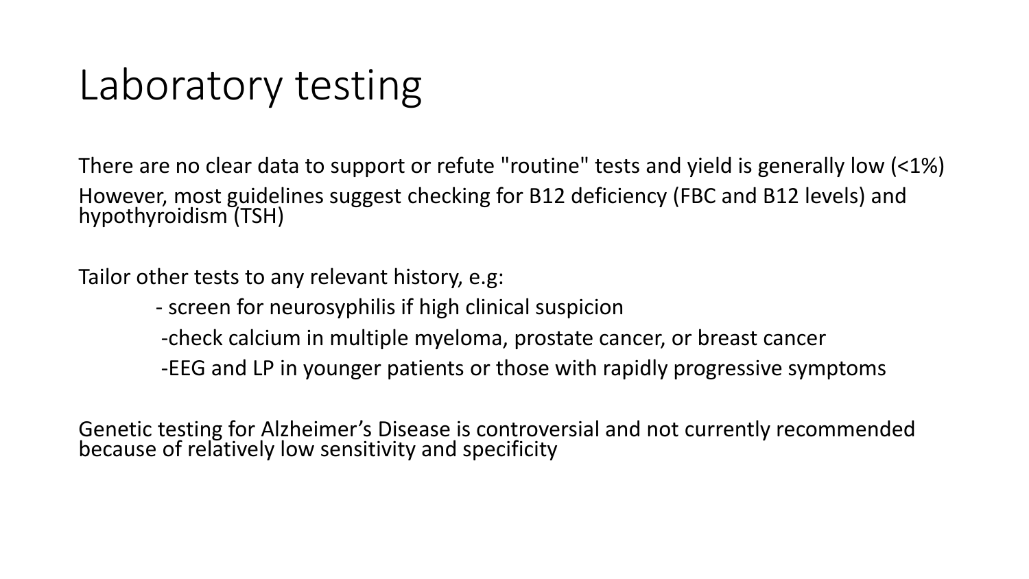# Laboratory testing

There are no clear data to support or refute "routine" tests and yield is generally low (<1%)

However, most guidelines suggest checking for B12 deficiency (FBC and B12 levels) and hypothyroidism (TSH)

Tailor other tests to any relevant history, e.g:

- screen for neurosyphilis if high clinical suspicion
- check calcium in multiple myeloma, prostate cancer, or breast cancer
- EEG and LP in younger patients or those with rapidly progressive symptoms

Genetic testing for Alzheimer's Disease is controversial and not currently recommended because of relatively low sensitivity and specificity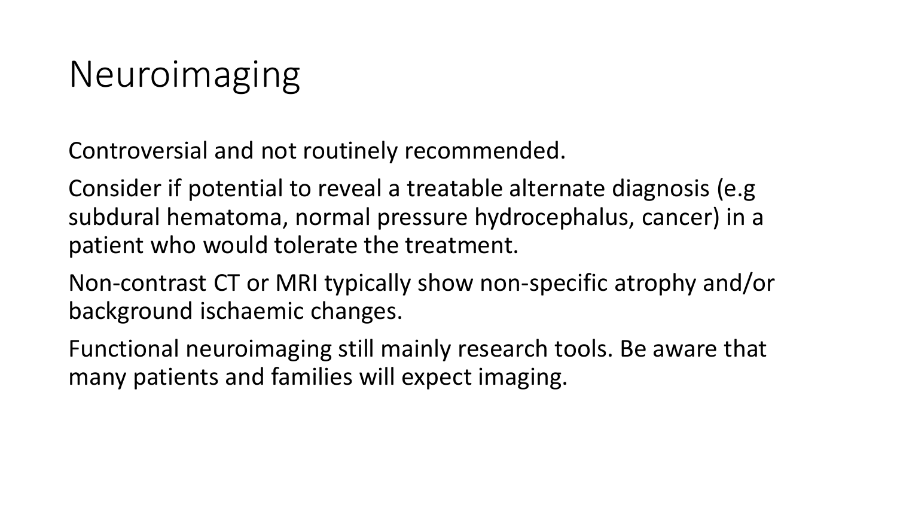# Neuroimaging

Controversial and not routinely recommended.

Consider if potential to reveal a treatable alternate diagnosis (e.g subdural hematoma, normal pressure hydrocephalus, cancer) in a patient who would tolerate the treatment.

Non-contrast CT or MRI typically show non-specific atrophy and/or background ischaemic changes.

Functional neuroimaging still mainly research tools. Be aware that many patients and families will expect imaging.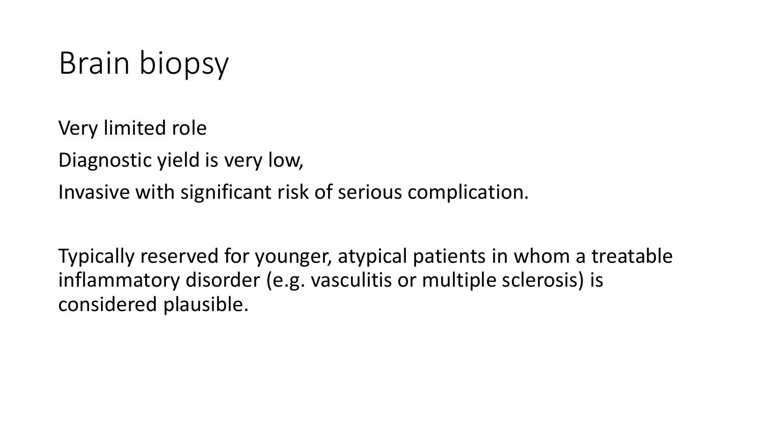# Brain biopsy

Very limited role

Diagnostic yield is very low,

Invasive with significant risk of serious complication.

Typically reserved for younger, atypical patients in whom a treatable inflammatory disorder (e.g. vasculitis or multiple sclerosis) is considered plausible.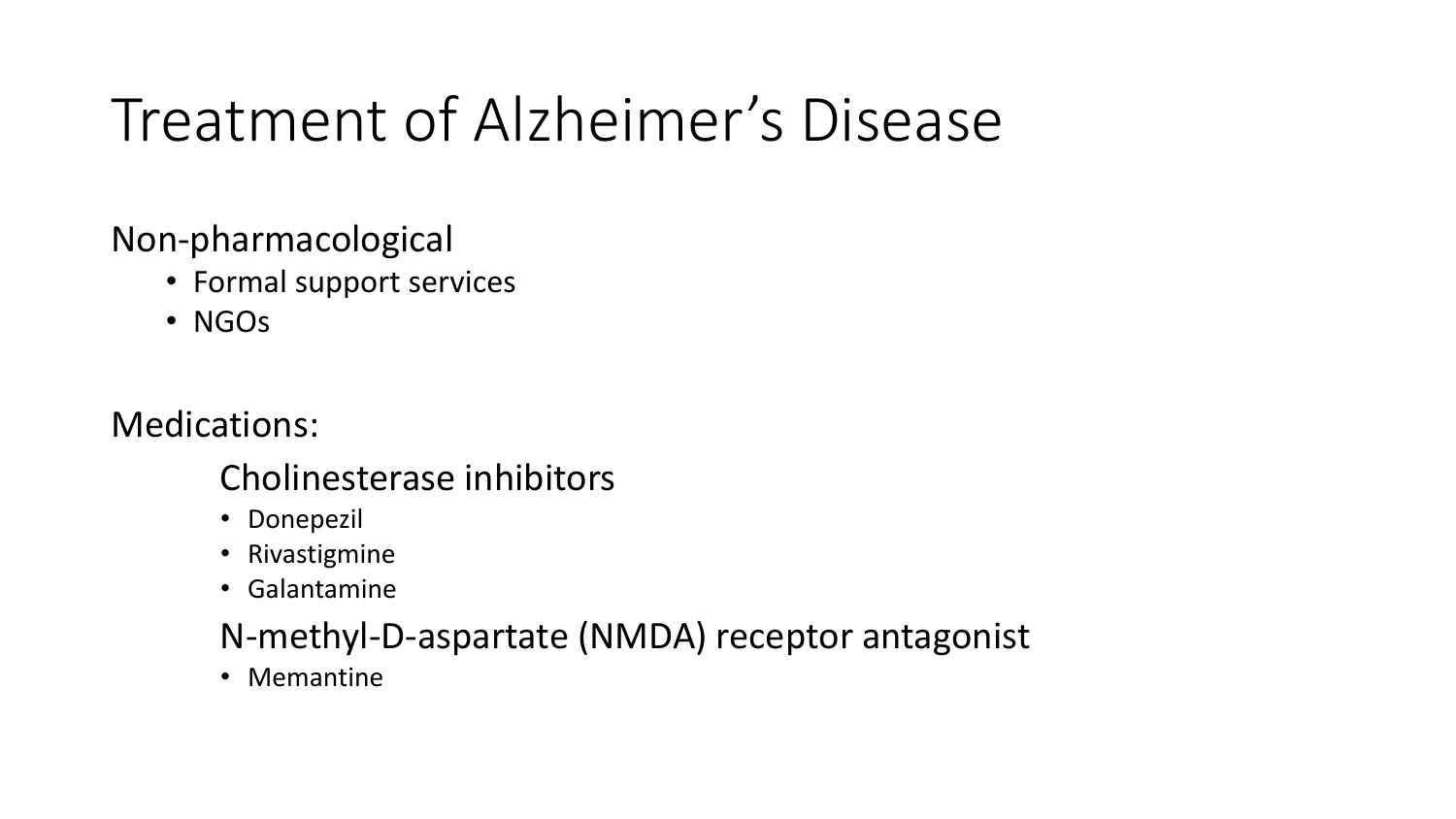# Treatment of Alzheimer's Disease

Non-pharmacological

- Formal support services
- NGOs

Medications:

### Cholinesterase inhibitors

- Donepezil
- Rivastigmine
- Galantamine

### N-methyl-D-aspartate (NMDA) receptor antagonist

- Memantine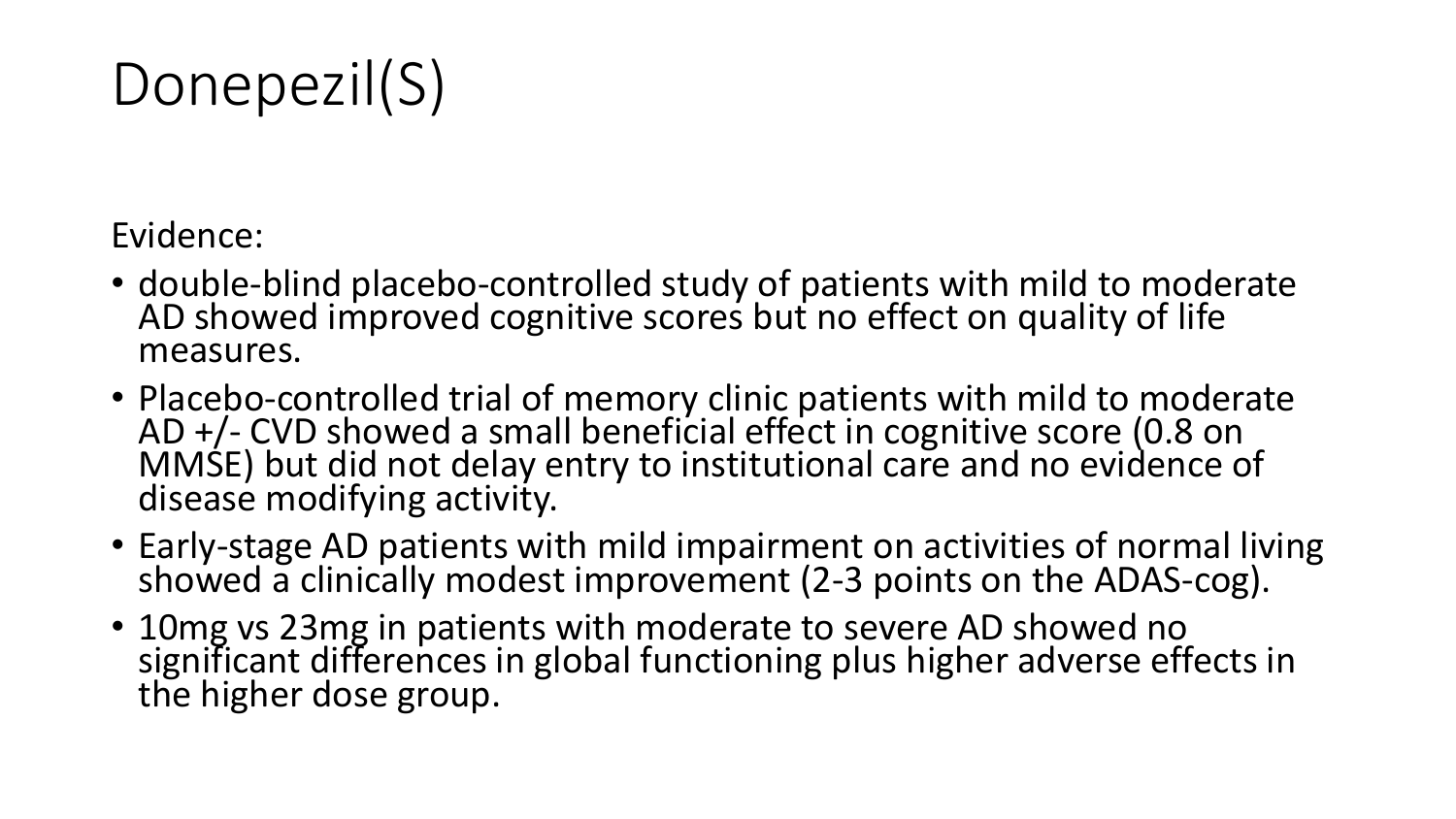# Donepezil(S)

Evidence:

- double-blind placebo-controlled study of patients with mild to moderate AD showed improved cognitive scores but no effect on quality of life measures.
- Placebo-controlled trial of memory clinic patients with mild to moderate AD +/- CVD showed a small beneficial effect in cognitive score (0.8 on MMSE) but did not delay entry to institutional care and no evidence of disease modifying activity.
- Early-stage AD patients with mild impairment on activities of normal living showed a clinically modest improvement (2-3 points on the ADAS-cog).
- 10mg vs 23mg in patients with moderate to severe AD showed no significant differences in global functioning plus higher adverse effects in the higher dose group.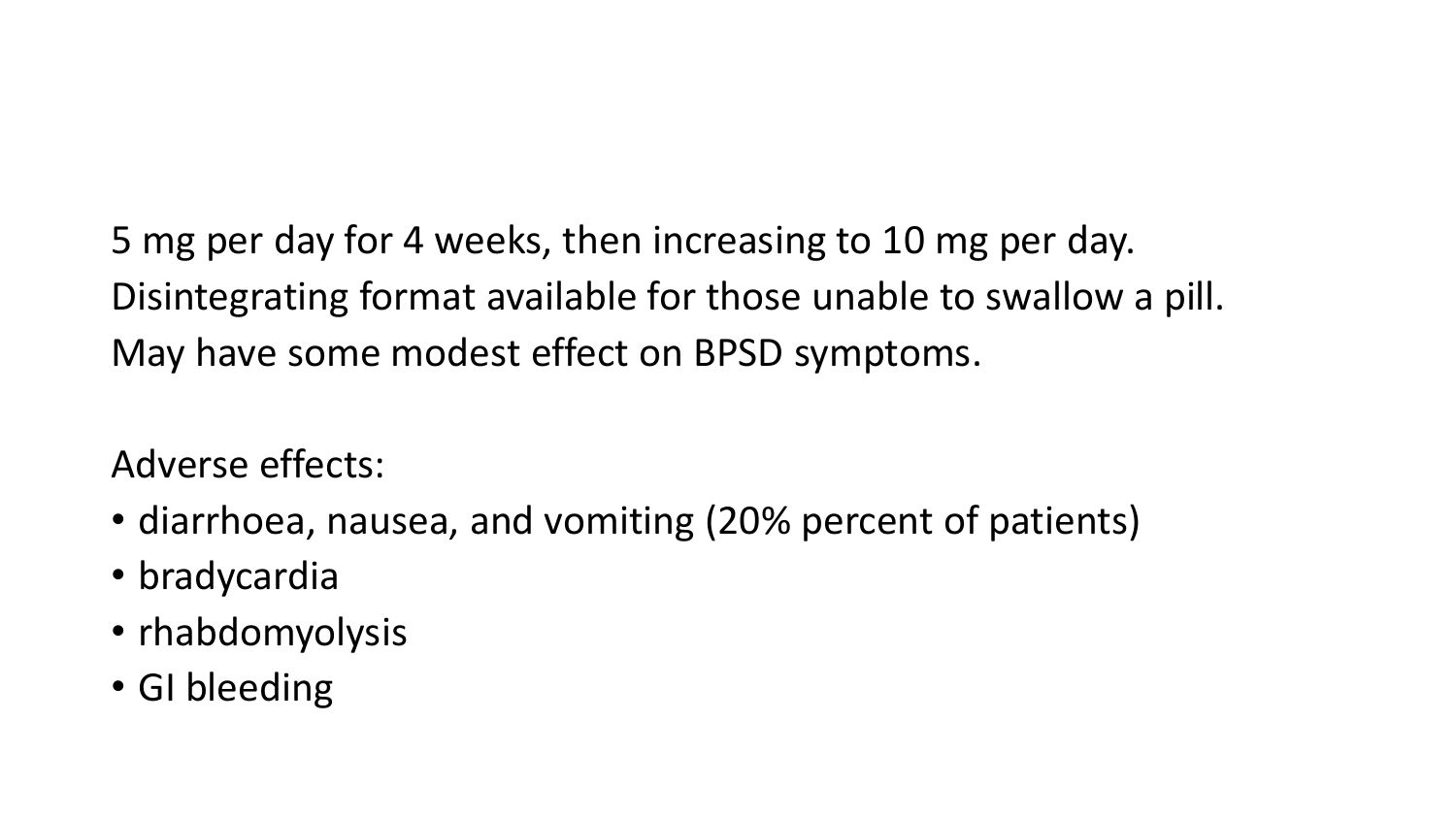5 mg per day for 4 weeks, then increasing to 10 mg per day.
Disintegrating format available for those unable to swallow a pill.
May have some modest effect on BPSD symptoms.

Adverse effects:

- diarrhoea, nausea, and vomiting (20% percent of patients)
- bradycardia
- rhabdomyolysis
- GI bleeding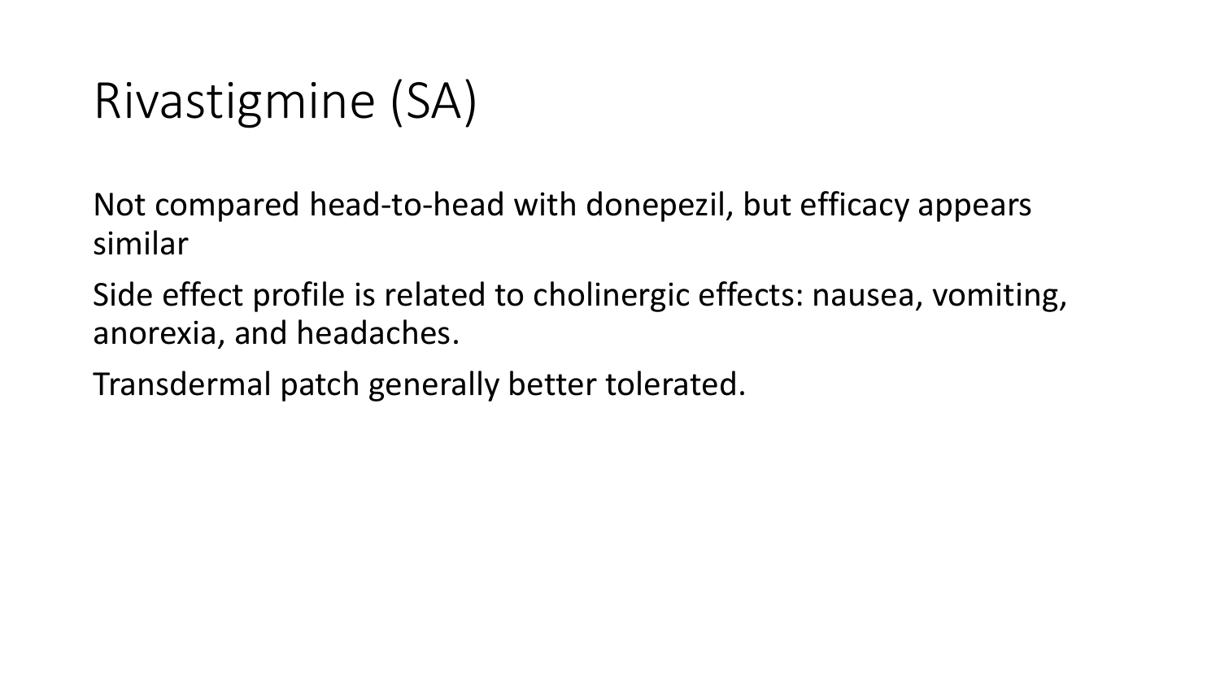# Rivastigmine (SA)

Not compared head-to-head with donepezil, but efficacy appears similar

Side effect profile is related to cholinergic effects: nausea, vomiting, anorexia, and headaches.

Transdermal patch generally better tolerated.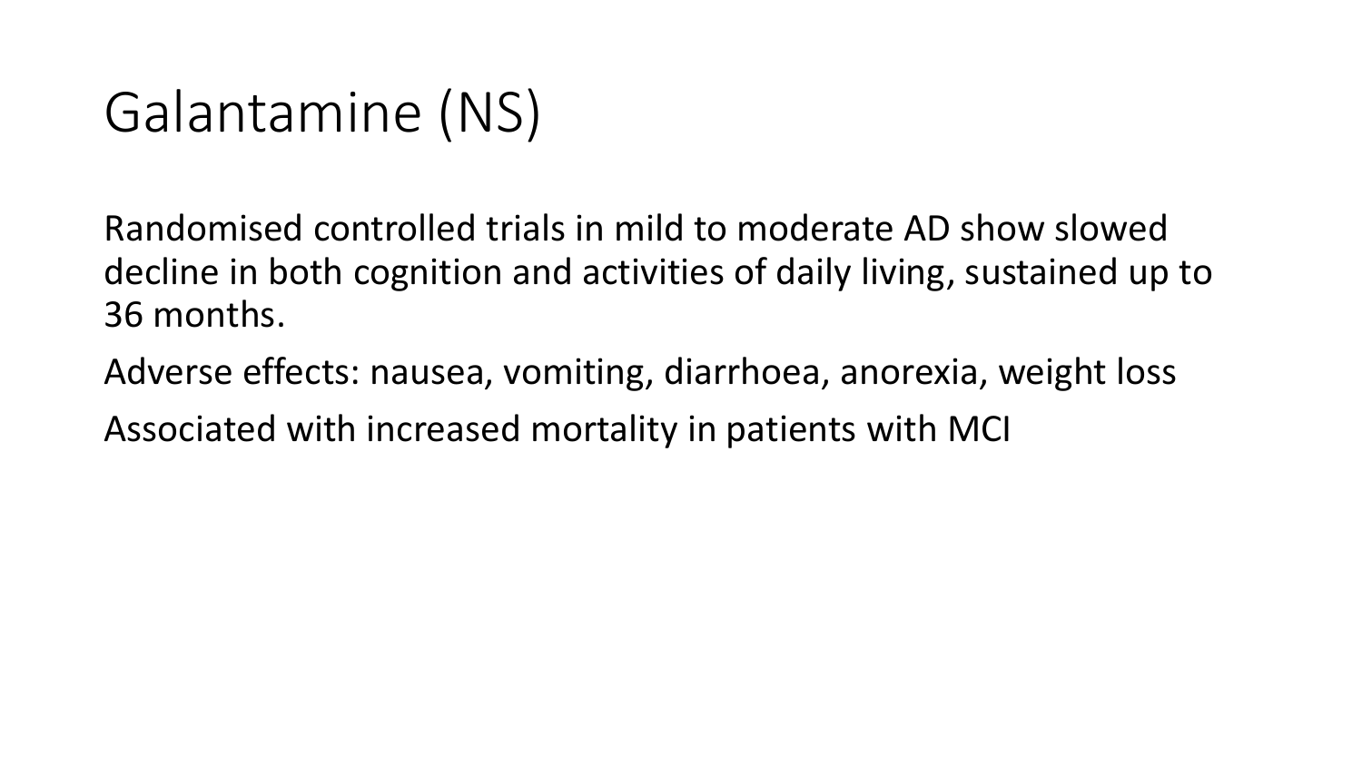# Galantamine (NS)

Randomised controlled trials in mild to moderate AD show slowed decline in both cognition and activities of daily living, sustained up to 36 months.

Adverse effects: nausea, vomiting, diarrhoea, anorexia, weight loss

Associated with increased mortality in patients with MCI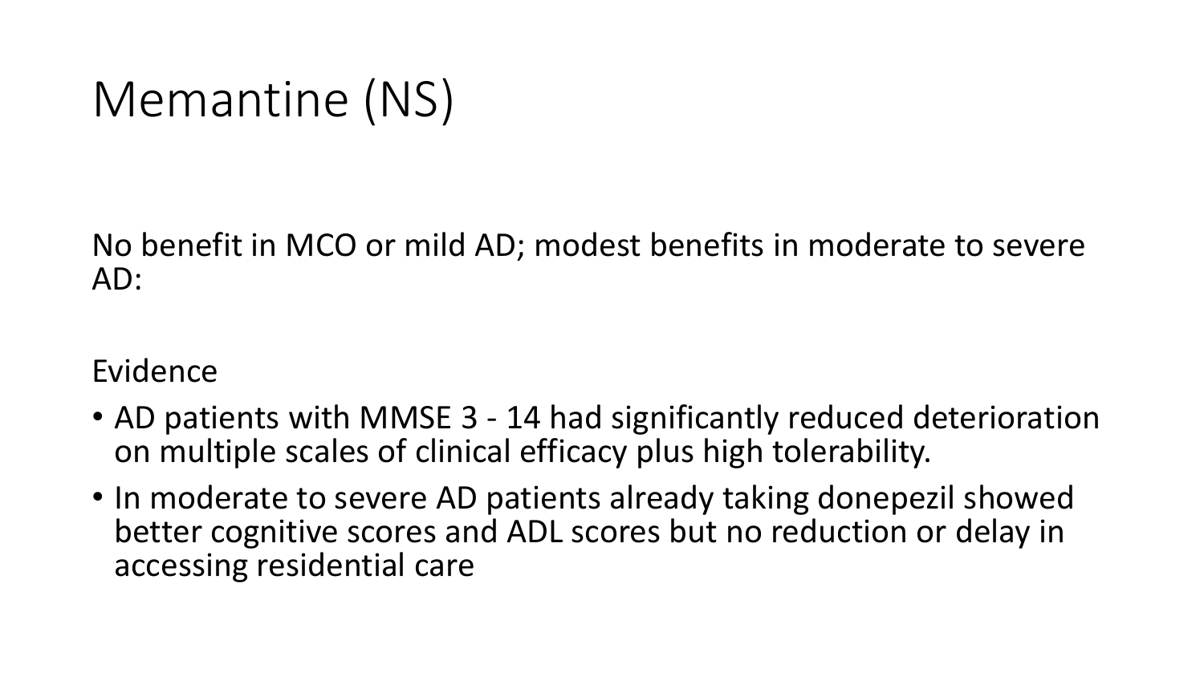# Memantine (NS)

No benefit in MCO or mild AD; modest benefits in moderate to severe AD:

Evidence

- AD patients with MMSE 3 - 14 had significantly reduced deterioration on multiple scales of clinical efficacy plus high tolerability.
- In moderate to severe AD patients already taking donepezil showed better cognitive scores and ADL scores but no reduction or delay in accessing residential care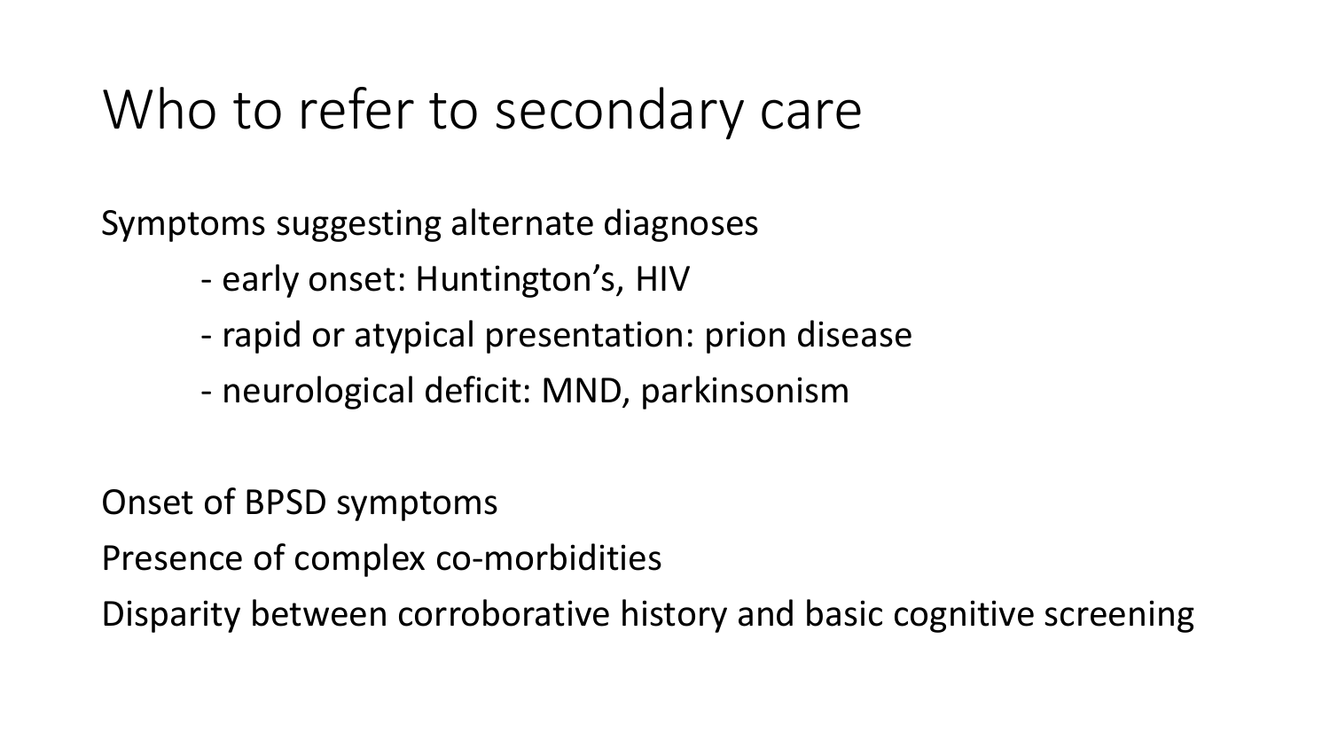# Who to refer to secondary care

Symptoms suggesting alternate diagnoses

- early onset: Huntington's, HIV
- rapid or atypical presentation: prion disease
- neurological deficit: MND, parkinsonism

Onset of BPSD symptoms

Presence of complex co-morbidities

Disparity between corroborative history and basic cognitive screening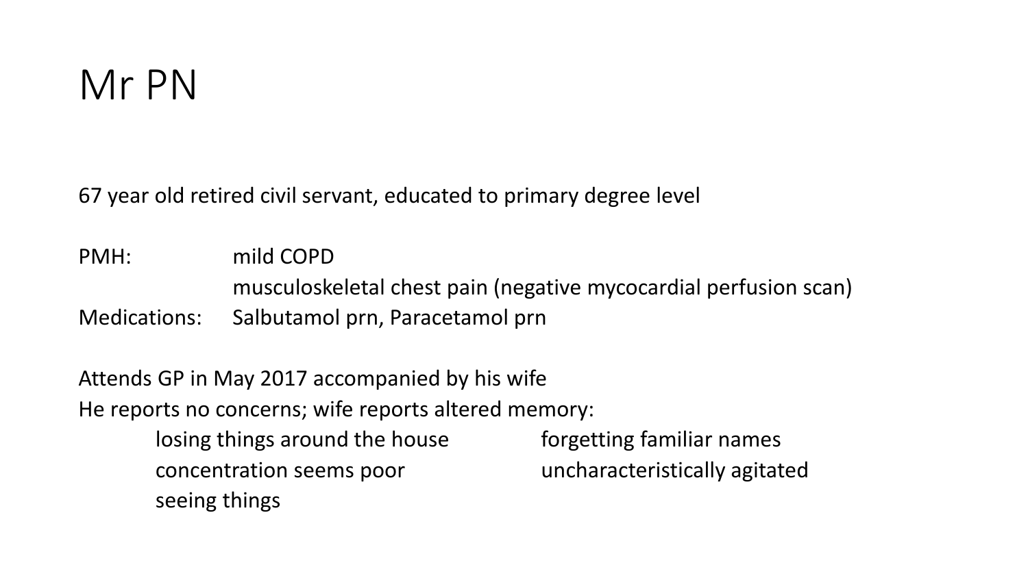# Mr PN

67 year old retired civil servant, educated to primary degree level

PMH: mild COPD
musculoskeletal chest pain (negative mycocardial perfusion scan)

Medications: Salbutamol prn, Paracetamol prn

Attends GP in May 2017 accompanied by his wife

He reports no concerns; wife reports altered memory:

- losing things around the house
- forgetting familiar names
- concentration seems poor
- uncharacteristically agitated
- seeing things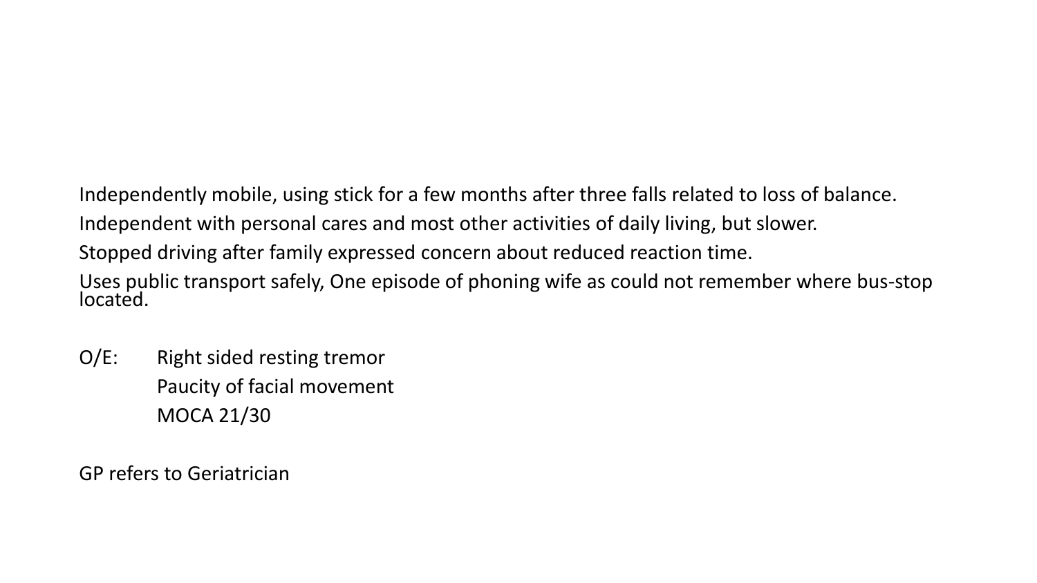Independently mobile, using stick for a few months after three falls related to loss of balance.

Independent with personal cares and most other activities of daily living, but slower.

Stopped driving after family expressed concern about reduced reaction time.

Uses public transport safely, One episode of phoning wife as could not remember where bus-stop located.

O/E: Right sided resting tremor
Paucity of facial movement
MOCA 21/30

GP refers to Geriatrician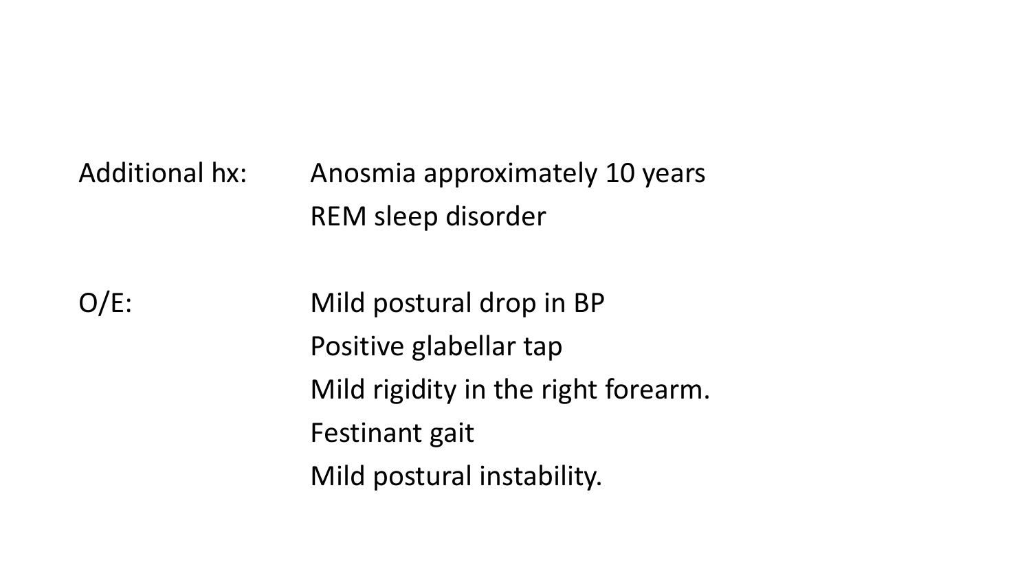Additional hx: Anosmia approximately 10 years
REM sleep disorder

O/E: Mild postural drop in BP
Positive glabellar tap
Mild rigidity in the right forearm.
Festinant gait
Mild postural instability.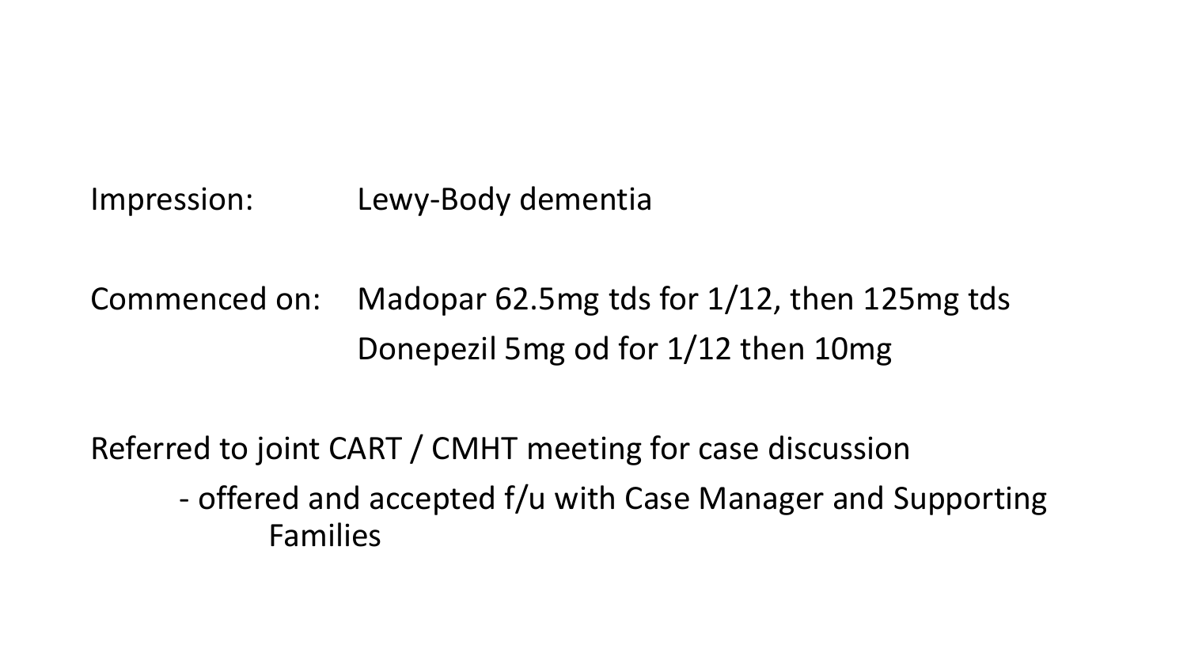Impression: Lewy-Body dementia

Commenced on: Madopar 62.5mg tds for 1/12, then 125mg tds
Donepezil 5mg od for 1/12 then 10mg

Referred to joint CART / CMHT meeting for case discussion

- offered and accepted f/u with Case Manager and Supporting Families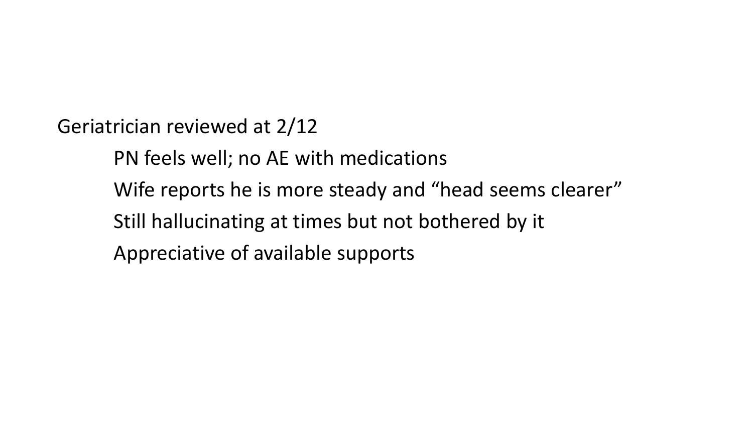Geriatrician reviewed at 2/12

- PN feels well; no AE with medications
- Wife reports he is more steady and "head seems clearer"
- Still hallucinating at times but not bothered by it
- Appreciative of available supports